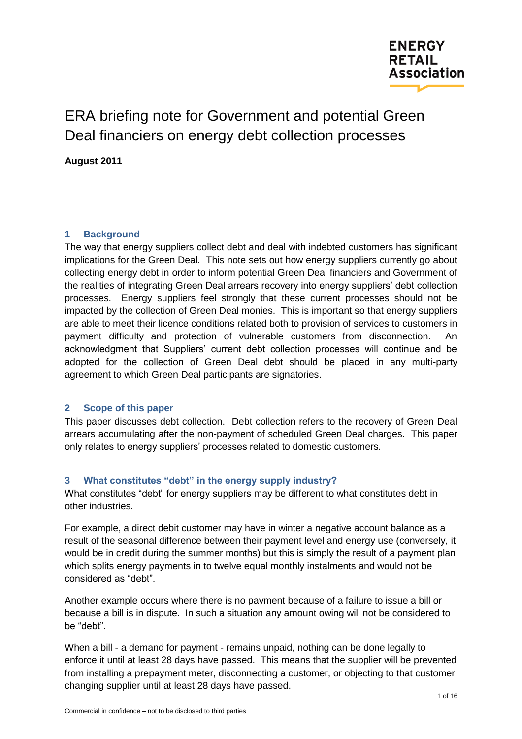ENERGY RETAIL Association

# ERA briefing note for Government and potential Green Deal financiers on energy debt collection processes

**August 2011**

## 1 Background

The way that energy suppliers collect debt and deal with indebted customers has significant implications for the Green Deal. This note sets out how energy suppliers currently go about collecting energy debt in order to inform potential Green Deal financiers and Government of the realities of integrating Green Deal arrears recovery into energy suppliers' debt collection processes. Energy suppliers feel strongly that these current processes should not be impacted by the collection of Green Deal monies. This is important so that energy suppliers are able to meet their licence conditions related both to provision of services to customers in payment difficulty and protection of vulnerable customers from disconnection. An acknowledgment that Suppliers' current debt collection processes will continue and be adopted for the collection of Green Deal debt should be placed in any multi-party agreement to which Green Deal participants are signatories.

## 2 Scope of this paper

This paper discusses debt collection. Debt collection refers to the recovery of Green Deal arrears accumulating after the non-payment of scheduled Green Deal charges. This paper only relates to energy suppliers' processes related to domestic customers.

## 3 What constitutes "debt" in the energy supply industry?

What constitutes "debt" for energy suppliers may be different to what constitutes debt in other industries.

For example, a direct debit customer may have in winter a negative account balance as a result of the seasonal difference between their payment level and energy use (conversely, it would be in credit during the summer months) but this is simply the result of a payment plan which splits energy payments in to twelve equal monthly instalments and would not be considered as "debt".

Another example occurs where there is no payment because of a failure to issue a bill or because a bill is in dispute. In such a situation any amount owing will not be considered to be "debt".

When a bill - a demand for payment - remains unpaid, nothing can be done legally to enforce it until at least 28 days have passed. This means that the supplier will be prevented from installing a prepayment meter, disconnecting a customer, or objecting to that customer changing supplier until at least 28 days have passed.

Commercial in confidence – not to be disclosed to third parties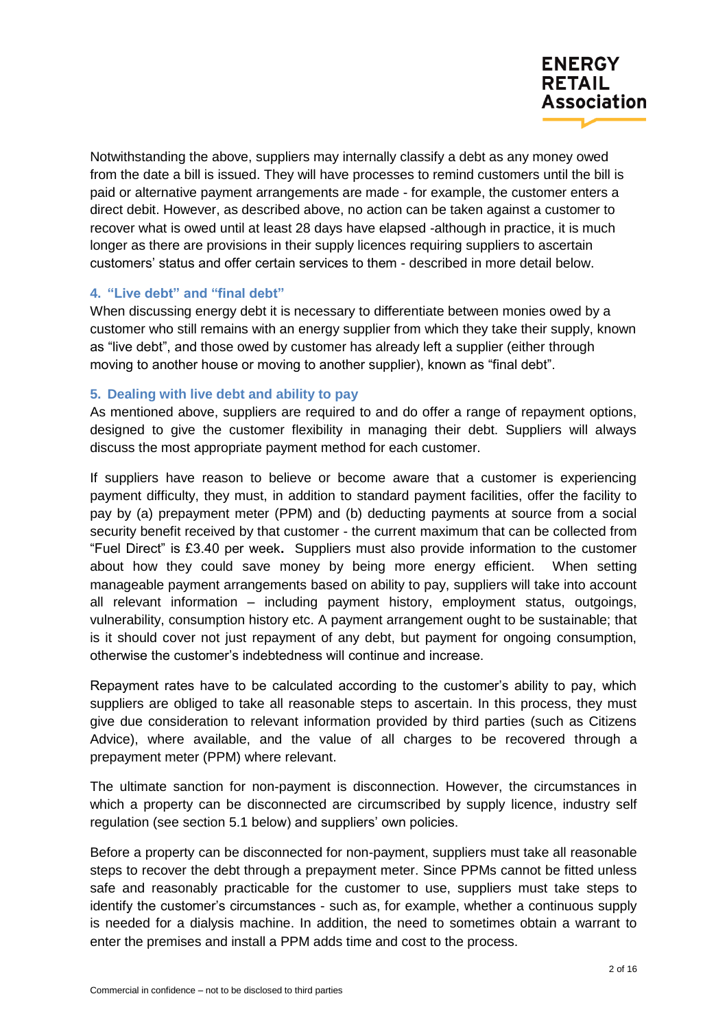Notwithstanding the above, suppliers may internally classify a debt as any money owed from the date a bill is issued. They will have processes to remind customers until the bill is paid or alternative payment arrangements are made - for example, the customer enters a direct debit. However, as described above, no action can be taken against a customer to recover what is owed until at least 28 days have elapsed -although in practice, it is much longer as there are provisions in their supply licences requiring suppliers to ascertain customers' status and offer certain services to them - described in more detail below.

### 4. "Live debt" and "final debt"

When discussing energy debt it is necessary to differentiate between monies owed by a customer who still remains with an energy supplier from which they take their supply, known as "live debt", and those owed by customer has already left a supplier (either through moving to another house or moving to another supplier), known as "final debt".

### 5. Dealing with live debt and ability to pay

As mentioned above, suppliers are required to and do offer a range of repayment options, designed to give the customer flexibility in managing their debt. Suppliers will always discuss the most appropriate payment method for each customer.

If suppliers have reason to believe or become aware that a customer is experiencing payment difficulty, they must, in addition to standard payment facilities, offer the facility to pay by (a) prepayment meter (PPM) and (b) deducting payments at source from a social security benefit received by that customer - the current maximum that can be collected from "Fuel Direct" is £3.40 per week**.** Suppliers must also provide information to the customer about how they could save money by being more energy efficient. When setting manageable payment arrangements based on ability to pay, suppliers will take into account all relevant information – including payment history, employment status, outgoings, vulnerability, consumption history etc. A payment arrangement ought to be sustainable; that is it should cover not just repayment of any debt, but payment for ongoing consumption, otherwise the customer's indebtedness will continue and increase.

Repayment rates have to be calculated according to the customer's ability to pay, which suppliers are obliged to take all reasonable steps to ascertain. In this process, they must give due consideration to relevant information provided by third parties (such as Citizens Advice), where available, and the value of all charges to be recovered through a prepayment meter (PPM) where relevant.

The ultimate sanction for non-payment is disconnection. However, the circumstances in which a property can be disconnected are circumscribed by supply licence, industry self regulation (see section 5.1 below) and suppliers' own policies.

Before a property can be disconnected for non-payment, suppliers must take all reasonable steps to recover the debt through a prepayment meter. Since PPMs cannot be fitted unless safe and reasonably practicable for the customer to use, suppliers must take steps to identify the customer's circumstances - such as, for example, whether a continuous supply is needed for a dialysis machine. In addition, the need to sometimes obtain a warrant to enter the premises and install a PPM adds time and cost to the process.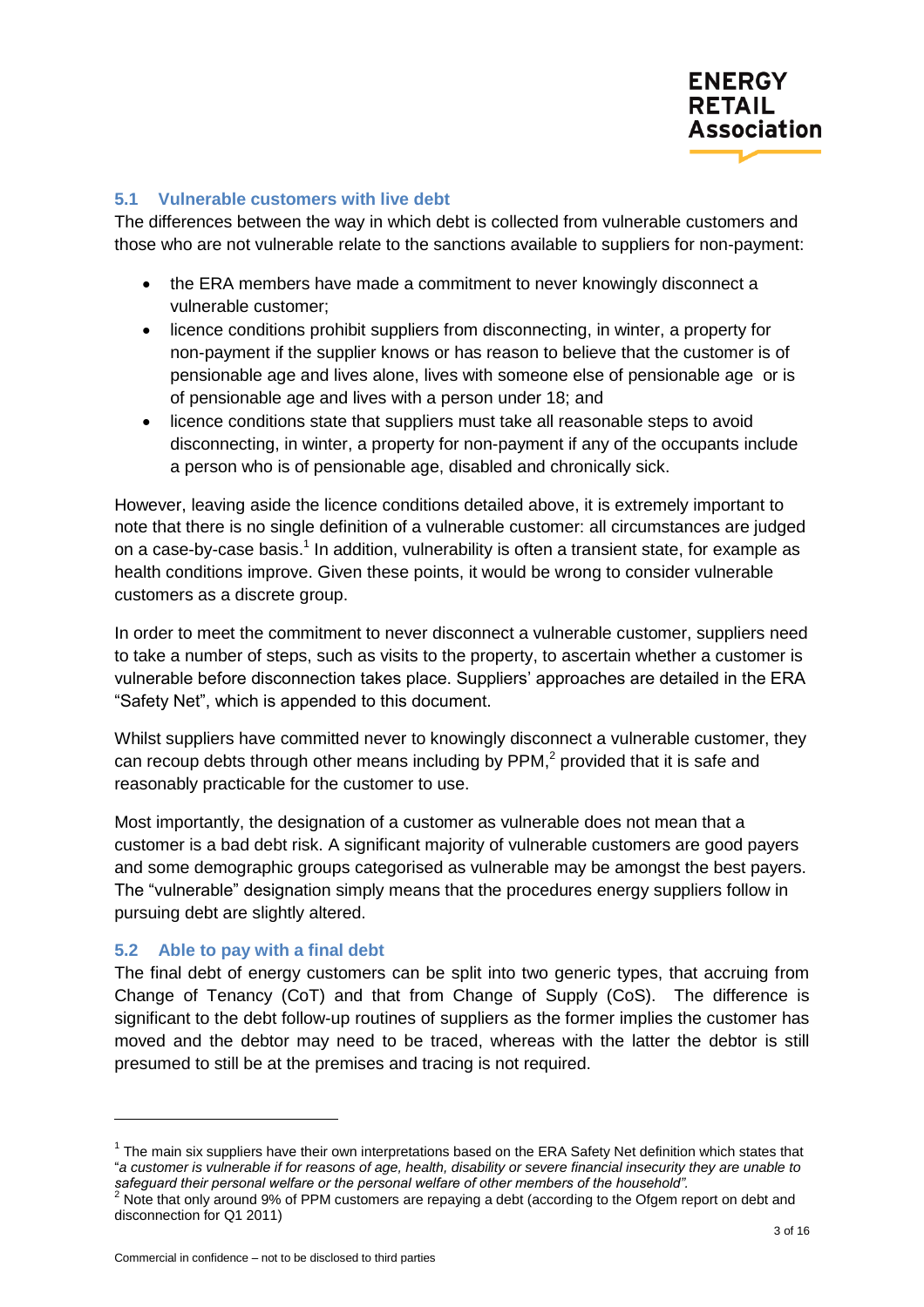### 5.1 Vulnerable customers with live debt

The differences between the way in which debt is collected from vulnerable customers and those who are not vulnerable relate to the sanctions available to suppliers for non-payment:

- the ERA members have made a commitment to never knowingly disconnect a vulnerable customer;
- licence conditions prohibit suppliers from disconnecting, in winter, a property for non-payment if the supplier knows or has reason to believe that the customer is of pensionable age and lives alone, lives with someone else of pensionable age or is of pensionable age and lives with a person under 18; and
- licence conditions state that suppliers must take all reasonable steps to avoid disconnecting, in winter, a property for non-payment if any of the occupants include a person who is of pensionable age, disabled and chronically sick.

However, leaving aside the licence conditions detailed above, it is extremely important to note that there is no single definition of a vulnerable customer: all circumstances are judged on a case-by-case basis.[1] In addition, vulnerability is often a transient state, for example as health conditions improve. Given these points, it would be wrong to consider vulnerable customers as a discrete group.

In order to meet the commitment to never disconnect a vulnerable customer, suppliers need to take a number of steps, such as visits to the property, to ascertain whether a customer is vulnerable before disconnection takes place. Suppliers' approaches are detailed in the ERA "Safety Net", which is appended to this document.

Whilst suppliers have committed never to knowingly disconnect a vulnerable customer, they can recoup debts through other means including by PPM,[2] provided that it is safe and reasonably practicable for the customer to use.

Most importantly, the designation of a customer as vulnerable does not mean that a customer is a bad debt risk. A significant majority of vulnerable customers are good payers and some demographic groups categorised as vulnerable may be amongst the best payers. The "vulnerable" designation simply means that the procedures energy suppliers follow in pursuing debt are slightly altered.

### 5.2 Able to pay with a final debt

The final debt of energy customers can be split into two generic types, that accruing from Change of Tenancy (CoT) and that from Change of Supply (CoS). The difference is significant to the debt follow-up routines of suppliers as the former implies the customer has moved and the debtor may need to be traced, whereas with the latter the debtor is still presumed to still be at the premises and tracing is not required.

---

[1] The main six suppliers have their own interpretations based on the ERA Safety Net definition which states that "*a customer is vulnerable if for reasons of age, health, disability or severe financial insecurity they are unable to safeguard their personal welfare or the personal welfare of other members of the household"*.

[2] Note that only around 9% of PPM customers are repaying a debt (according to the Ofgem report on debt and disconnection for Q1 2011)

Commercial in confidence – not to be disclosed to third parties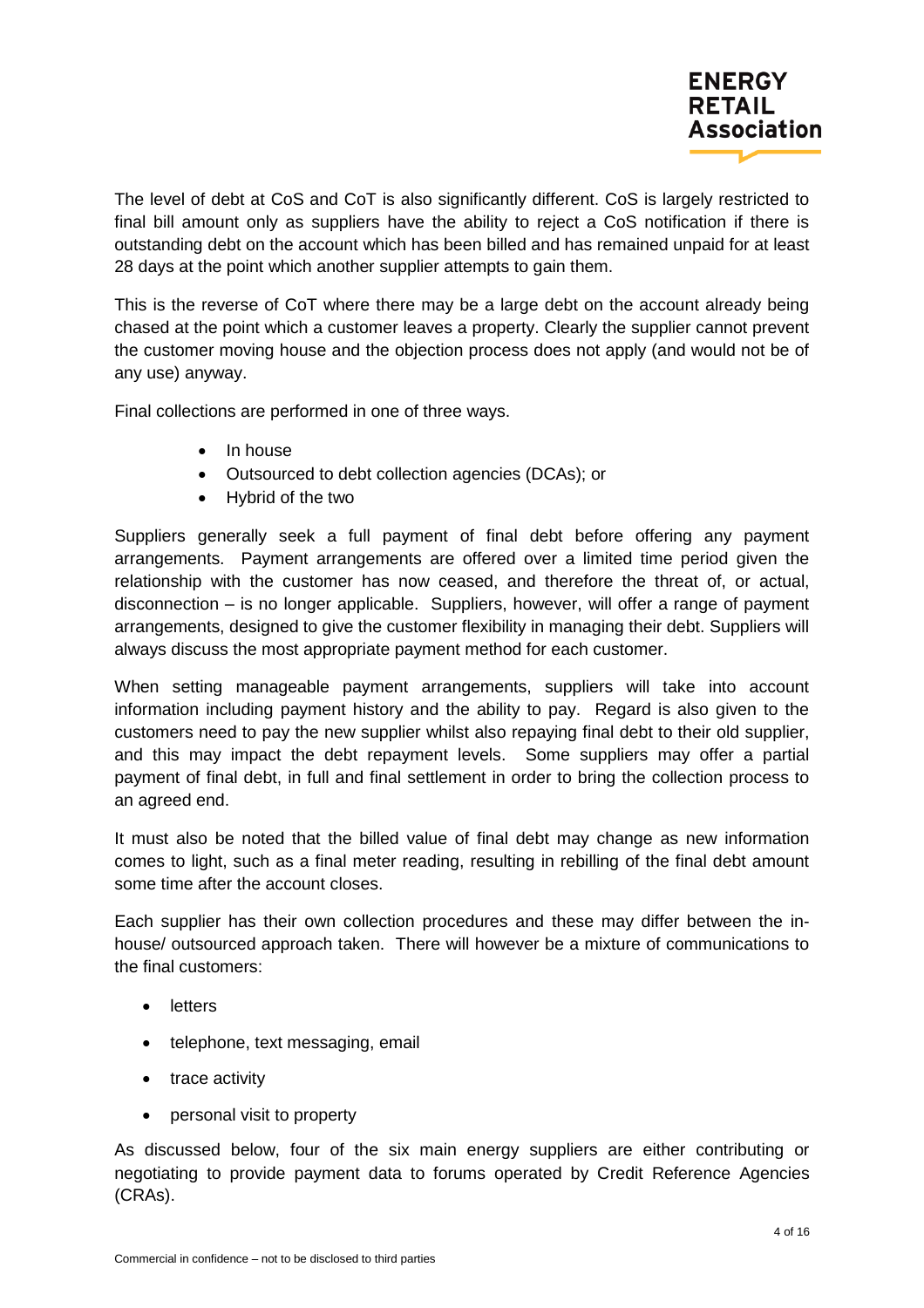The level of debt at CoS and CoT is also significantly different. CoS is largely restricted to final bill amount only as suppliers have the ability to reject a CoS notification if there is outstanding debt on the account which has been billed and has remained unpaid for at least 28 days at the point which another supplier attempts to gain them.

This is the reverse of CoT where there may be a large debt on the account already being chased at the point which a customer leaves a property. Clearly the supplier cannot prevent the customer moving house and the objection process does not apply (and would not be of any use) anyway.

Final collections are performed in one of three ways.

- In house
- Outsourced to debt collection agencies (DCAs); or
- Hybrid of the two

Suppliers generally seek a full payment of final debt before offering any payment arrangements. Payment arrangements are offered over a limited time period given the relationship with the customer has now ceased, and therefore the threat of, or actual, disconnection – is no longer applicable. Suppliers, however, will offer a range of payment arrangements, designed to give the customer flexibility in managing their debt. Suppliers will always discuss the most appropriate payment method for each customer.

When setting manageable payment arrangements, suppliers will take into account information including payment history and the ability to pay. Regard is also given to the customers need to pay the new supplier whilst also repaying final debt to their old supplier, and this may impact the debt repayment levels. Some suppliers may offer a partial payment of final debt, in full and final settlement in order to bring the collection process to an agreed end.

It must also be noted that the billed value of final debt may change as new information comes to light, such as a final meter reading, resulting in rebilling of the final debt amount some time after the account closes.

Each supplier has their own collection procedures and these may differ between the in-house/ outsourced approach taken. There will however be a mixture of communications to the final customers:

- letters
- telephone, text messaging, email
- trace activity
- personal visit to property

As discussed below, four of the six main energy suppliers are either contributing or negotiating to provide payment data to forums operated by Credit Reference Agencies (CRAs).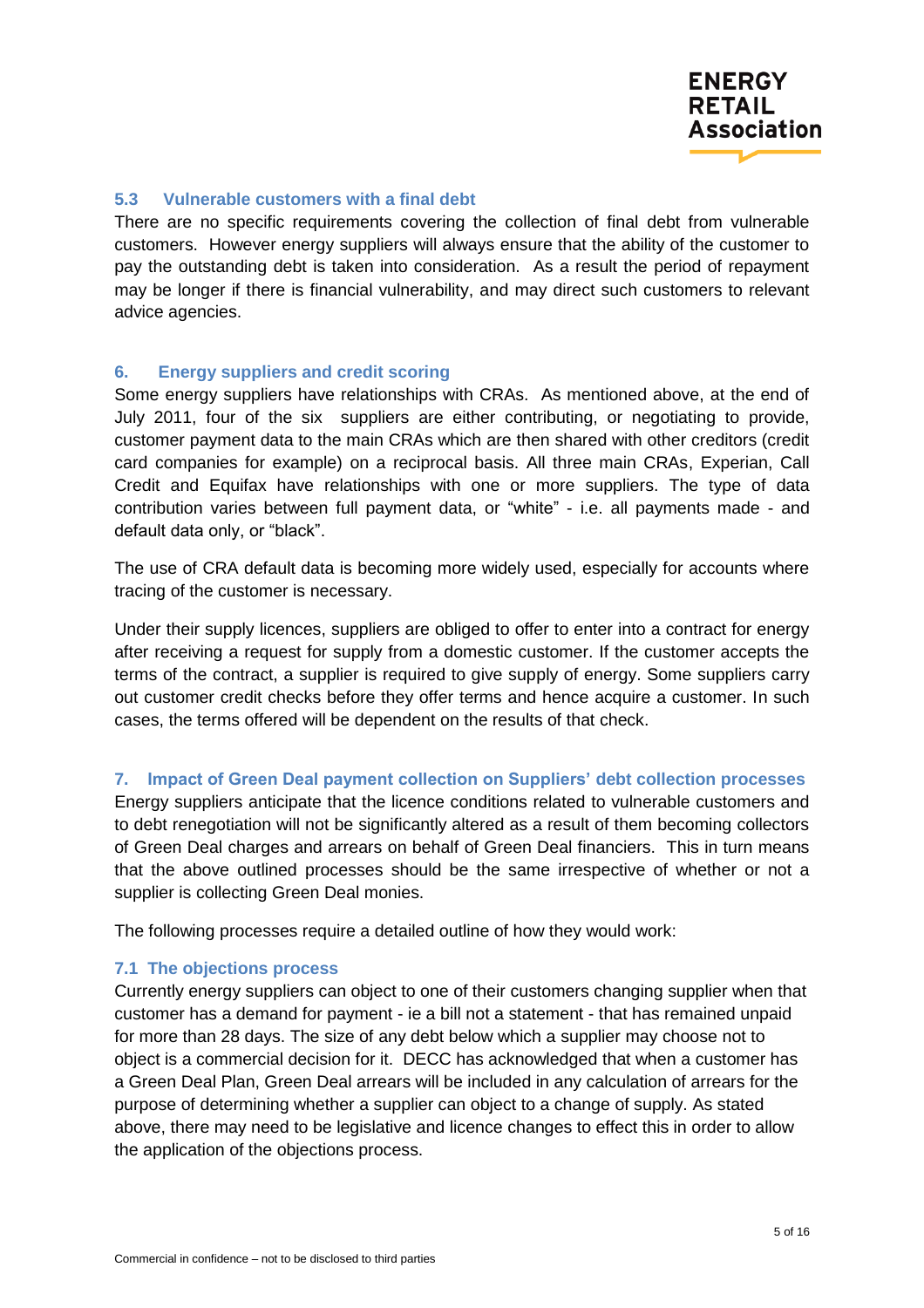### 5.3 Vulnerable customers with a final debt

There are no specific requirements covering the collection of final debt from vulnerable customers. However energy suppliers will always ensure that the ability of the customer to pay the outstanding debt is taken into consideration. As a result the period of repayment may be longer if there is financial vulnerability, and may direct such customers to relevant advice agencies.

## 6. Energy suppliers and credit scoring

Some energy suppliers have relationships with CRAs. As mentioned above, at the end of July 2011, four of the six suppliers are either contributing, or negotiating to provide, customer payment data to the main CRAs which are then shared with other creditors (credit card companies for example) on a reciprocal basis. All three main CRAs, Experian, Call Credit and Equifax have relationships with one or more suppliers. The type of data contribution varies between full payment data, or "white" - i.e. all payments made - and default data only, or "black".

The use of CRA default data is becoming more widely used, especially for accounts where tracing of the customer is necessary.

Under their supply licences, suppliers are obliged to offer to enter into a contract for energy after receiving a request for supply from a domestic customer. If the customer accepts the terms of the contract, a supplier is required to give supply of energy. Some suppliers carry out customer credit checks before they offer terms and hence acquire a customer. In such cases, the terms offered will be dependent on the results of that check.

## 7. Impact of Green Deal payment collection on Suppliers' debt collection processes

Energy suppliers anticipate that the licence conditions related to vulnerable customers and to debt renegotiation will not be significantly altered as a result of them becoming collectors of Green Deal charges and arrears on behalf of Green Deal financiers. This in turn means that the above outlined processes should be the same irrespective of whether or not a supplier is collecting Green Deal monies.

The following processes require a detailed outline of how they would work:

### 7.1 The objections process

Currently energy suppliers can object to one of their customers changing supplier when that customer has a demand for payment - ie a bill not a statement - that has remained unpaid for more than 28 days. The size of any debt below which a supplier may choose not to object is a commercial decision for it. DECC has acknowledged that when a customer has a Green Deal Plan, Green Deal arrears will be included in any calculation of arrears for the purpose of determining whether a supplier can object to a change of supply. As stated above, there may need to be legislative and licence changes to effect this in order to allow the application of the objections process.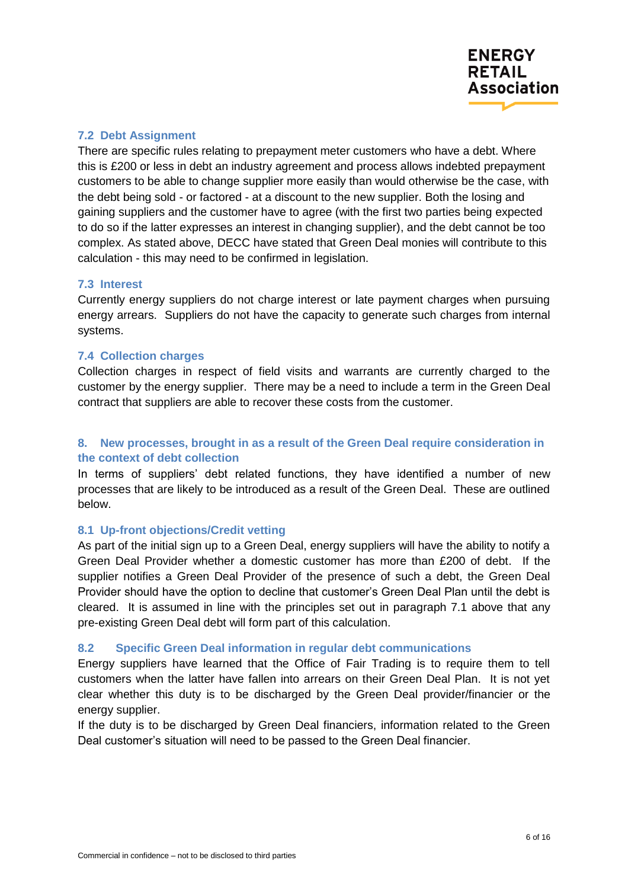### 7.2 Debt Assignment

There are specific rules relating to prepayment meter customers who have a debt. Where this is £200 or less in debt an industry agreement and process allows indebted prepayment customers to be able to change supplier more easily than would otherwise be the case, with the debt being sold - or factored - at a discount to the new supplier. Both the losing and gaining suppliers and the customer have to agree (with the first two parties being expected to do so if the latter expresses an interest in changing supplier), and the debt cannot be too complex. As stated above, DECC have stated that Green Deal monies will contribute to this calculation - this may need to be confirmed in legislation.

### 7.3 Interest

Currently energy suppliers do not charge interest or late payment charges when pursuing energy arrears. Suppliers do not have the capacity to generate such charges from internal systems.

### 7.4 Collection charges

Collection charges in respect of field visits and warrants are currently charged to the customer by the energy supplier. There may be a need to include a term in the Green Deal contract that suppliers are able to recover these costs from the customer.

## 8. New processes, brought in as a result of the Green Deal require consideration in the context of debt collection

In terms of suppliers' debt related functions, they have identified a number of new processes that are likely to be introduced as a result of the Green Deal. These are outlined below.

### 8.1 Up-front objections/Credit vetting

As part of the initial sign up to a Green Deal, energy suppliers will have the ability to notify a Green Deal Provider whether a domestic customer has more than £200 of debt. If the supplier notifies a Green Deal Provider of the presence of such a debt, the Green Deal Provider should have the option to decline that customer's Green Deal Plan until the debt is cleared. It is assumed in line with the principles set out in paragraph 7.1 above that any pre-existing Green Deal debt will form part of this calculation.

### 8.2 Specific Green Deal information in regular debt communications

Energy suppliers have learned that the Office of Fair Trading is to require them to tell customers when the latter have fallen into arrears on their Green Deal Plan. It is not yet clear whether this duty is to be discharged by the Green Deal provider/financier or the energy supplier.

If the duty is to be discharged by Green Deal financiers, information related to the Green Deal customer's situation will need to be passed to the Green Deal financier.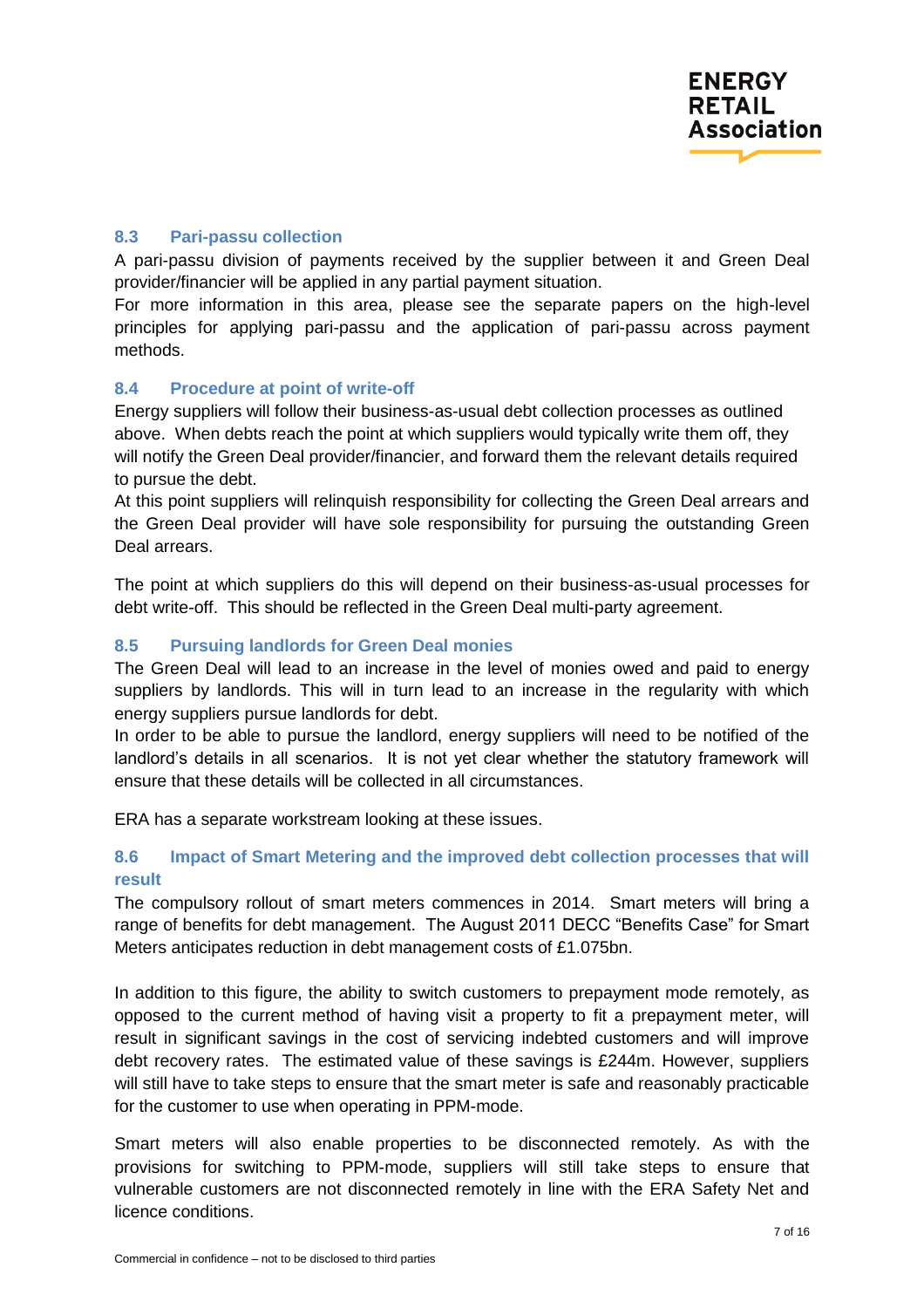### 8.3 Pari-passu collection

A pari-passu division of payments received by the supplier between it and Green Deal provider/financier will be applied in any partial payment situation.

For more information in this area, please see the separate papers on the high-level principles for applying pari-passu and the application of pari-passu across payment methods.

### 8.4 Procedure at point of write-off

Energy suppliers will follow their business-as-usual debt collection processes as outlined above. When debts reach the point at which suppliers would typically write them off, they will notify the Green Deal provider/financier, and forward them the relevant details required to pursue the debt.

At this point suppliers will relinquish responsibility for collecting the Green Deal arrears and the Green Deal provider will have sole responsibility for pursuing the outstanding Green Deal arrears.

The point at which suppliers do this will depend on their business-as-usual processes for debt write-off. This should be reflected in the Green Deal multi-party agreement.

### 8.5 Pursuing landlords for Green Deal monies

The Green Deal will lead to an increase in the level of monies owed and paid to energy suppliers by landlords. This will in turn lead to an increase in the regularity with which energy suppliers pursue landlords for debt.

In order to be able to pursue the landlord, energy suppliers will need to be notified of the landlord's details in all scenarios. It is not yet clear whether the statutory framework will ensure that these details will be collected in all circumstances.

ERA has a separate workstream looking at these issues.

### 8.6 Impact of Smart Metering and the improved debt collection processes that will result

The compulsory rollout of smart meters commences in 2014. Smart meters will bring a range of benefits for debt management. The August 2011 DECC "Benefits Case" for Smart Meters anticipates reduction in debt management costs of £1.075bn.

In addition to this figure, the ability to switch customers to prepayment mode remotely, as opposed to the current method of having visit a property to fit a prepayment meter, will result in significant savings in the cost of servicing indebted customers and will improve debt recovery rates. The estimated value of these savings is £244m. However, suppliers will still have to take steps to ensure that the smart meter is safe and reasonably practicable for the customer to use when operating in PPM-mode.

Smart meters will also enable properties to be disconnected remotely. As with the provisions for switching to PPM-mode, suppliers will still take steps to ensure that vulnerable customers are not disconnected remotely in line with the ERA Safety Net and licence conditions.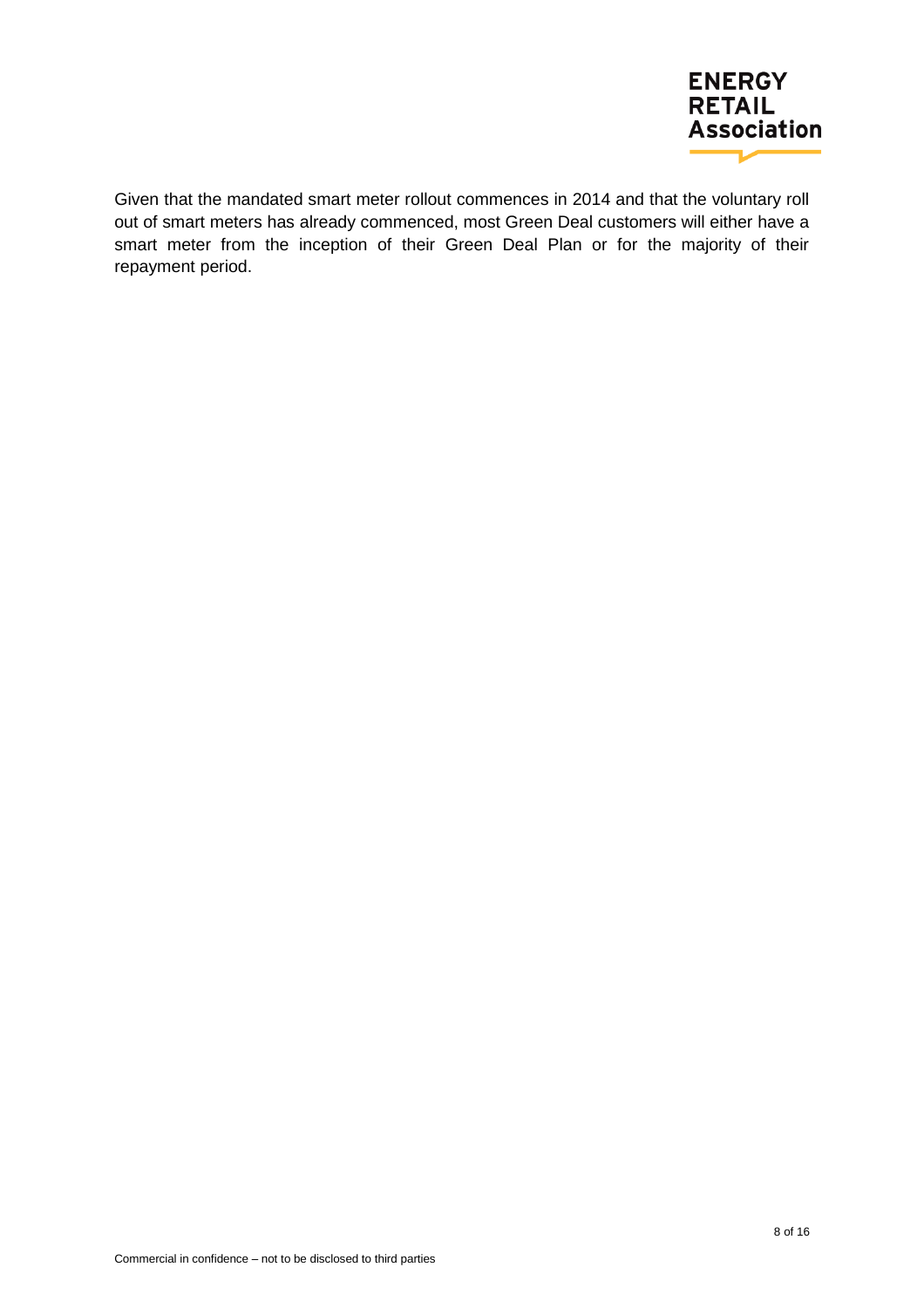Given that the mandated smart meter rollout commences in 2014 and that the voluntary roll out of smart meters has already commenced, most Green Deal customers will either have a smart meter from the inception of their Green Deal Plan or for the majority of their repayment period.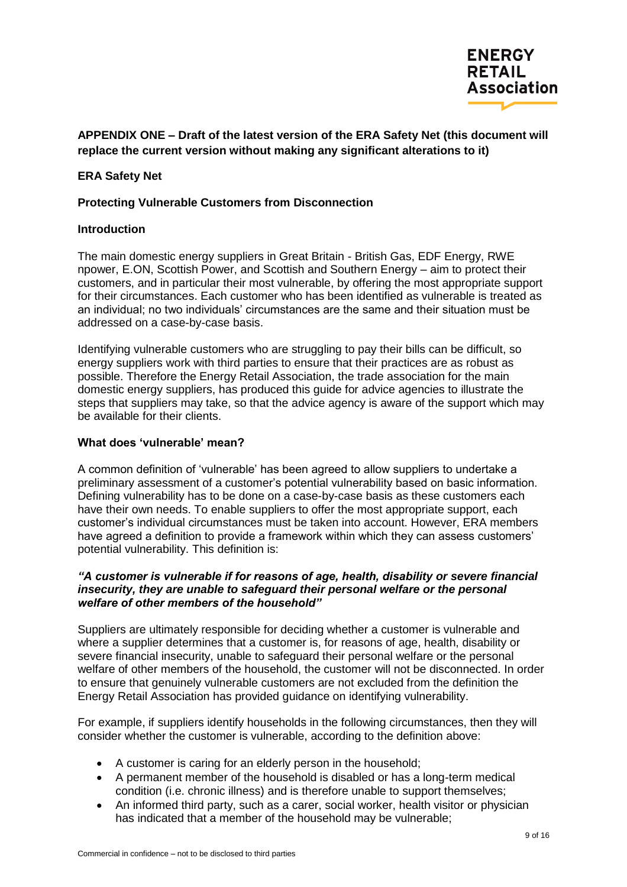**APPENDIX ONE – Draft of the latest version of the ERA Safety Net (this document will replace the current version without making any significant alterations to it)**

**ERA Safety Net**

**Protecting Vulnerable Customers from Disconnection**

**Introduction**

The main domestic energy suppliers in Great Britain - British Gas, EDF Energy, RWE npower, E.ON, Scottish Power, and Scottish and Southern Energy – aim to protect their customers, and in particular their most vulnerable, by offering the most appropriate support for their circumstances. Each customer who has been identified as vulnerable is treated as an individual; no two individuals' circumstances are the same and their situation must be addressed on a case-by-case basis.

Identifying vulnerable customers who are struggling to pay their bills can be difficult, so energy suppliers work with third parties to ensure that their practices are as robust as possible. Therefore the Energy Retail Association, the trade association for the main domestic energy suppliers, has produced this guide for advice agencies to illustrate the steps that suppliers may take, so that the advice agency is aware of the support which may be available for their clients.

**What does 'vulnerable' mean?**

A common definition of 'vulnerable' has been agreed to allow suppliers to undertake a preliminary assessment of a customer's potential vulnerability based on basic information. Defining vulnerability has to be done on a case-by-case basis as these customers each have their own needs. To enable suppliers to offer the most appropriate support, each customer's individual circumstances must be taken into account. However, ERA members have agreed a definition to provide a framework within which they can assess customers' potential vulnerability. This definition is:

***"A customer is vulnerable if for reasons of age, health, disability or severe financial insecurity, they are unable to safeguard their personal welfare or the personal welfare of other members of the household"***

Suppliers are ultimately responsible for deciding whether a customer is vulnerable and where a supplier determines that a customer is, for reasons of age, health, disability or severe financial insecurity, unable to safeguard their personal welfare or the personal welfare of other members of the household, the customer will not be disconnected. In order to ensure that genuinely vulnerable customers are not excluded from the definition the Energy Retail Association has provided guidance on identifying vulnerability.

For example, if suppliers identify households in the following circumstances, then they will consider whether the customer is vulnerable, according to the definition above:

- A customer is caring for an elderly person in the household;
- A permanent member of the household is disabled or has a long-term medical condition (i.e. chronic illness) and is therefore unable to support themselves;
- An informed third party, such as a carer, social worker, health visitor or physician has indicated that a member of the household may be vulnerable;

Commercial in confidence – not to be disclosed to third parties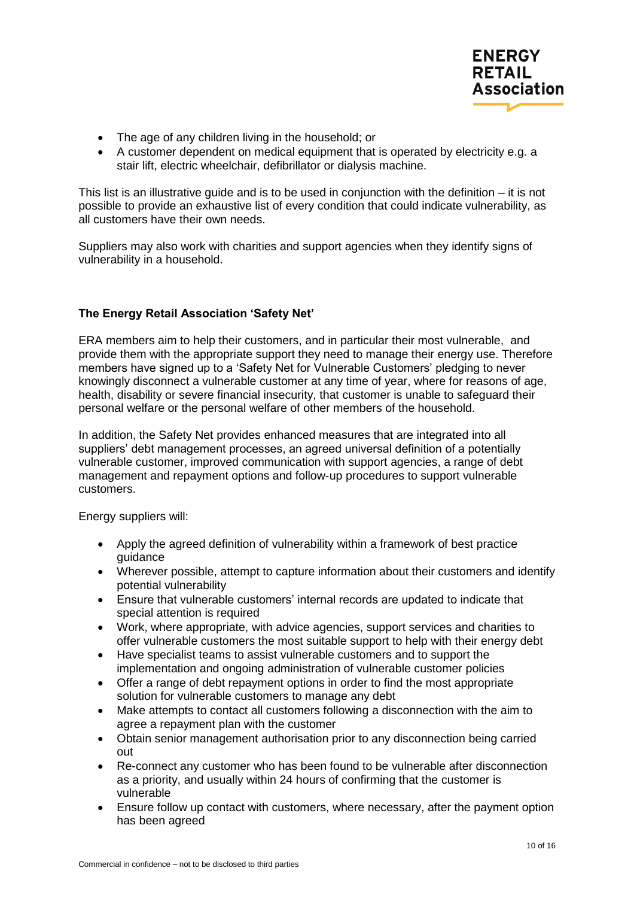- The age of any children living in the household; or
- A customer dependent on medical equipment that is operated by electricity e.g. a stair lift, electric wheelchair, defibrillator or dialysis machine.

This list is an illustrative guide and is to be used in conjunction with the definition – it is not possible to provide an exhaustive list of every condition that could indicate vulnerability, as all customers have their own needs.

Suppliers may also work with charities and support agencies when they identify signs of vulnerability in a household.

**The Energy Retail Association 'Safety Net'**

ERA members aim to help their customers, and in particular their most vulnerable, and provide them with the appropriate support they need to manage their energy use. Therefore members have signed up to a 'Safety Net for Vulnerable Customers' pledging to never knowingly disconnect a vulnerable customer at any time of year, where for reasons of age, health, disability or severe financial insecurity, that customer is unable to safeguard their personal welfare or the personal welfare of other members of the household.

In addition, the Safety Net provides enhanced measures that are integrated into all suppliers' debt management processes, an agreed universal definition of a potentially vulnerable customer, improved communication with support agencies, a range of debt management and repayment options and follow-up procedures to support vulnerable customers.

Energy suppliers will:

- Apply the agreed definition of vulnerability within a framework of best practice guidance
- Wherever possible, attempt to capture information about their customers and identify potential vulnerability
- Ensure that vulnerable customers' internal records are updated to indicate that special attention is required
- Work, where appropriate, with advice agencies, support services and charities to offer vulnerable customers the most suitable support to help with their energy debt
- Have specialist teams to assist vulnerable customers and to support the implementation and ongoing administration of vulnerable customer policies
- Offer a range of debt repayment options in order to find the most appropriate solution for vulnerable customers to manage any debt
- Make attempts to contact all customers following a disconnection with the aim to agree a repayment plan with the customer
- Obtain senior management authorisation prior to any disconnection being carried out
- Re-connect any customer who has been found to be vulnerable after disconnection as a priority, and usually within 24 hours of confirming that the customer is vulnerable
- Ensure follow up contact with customers, where necessary, after the payment option has been agreed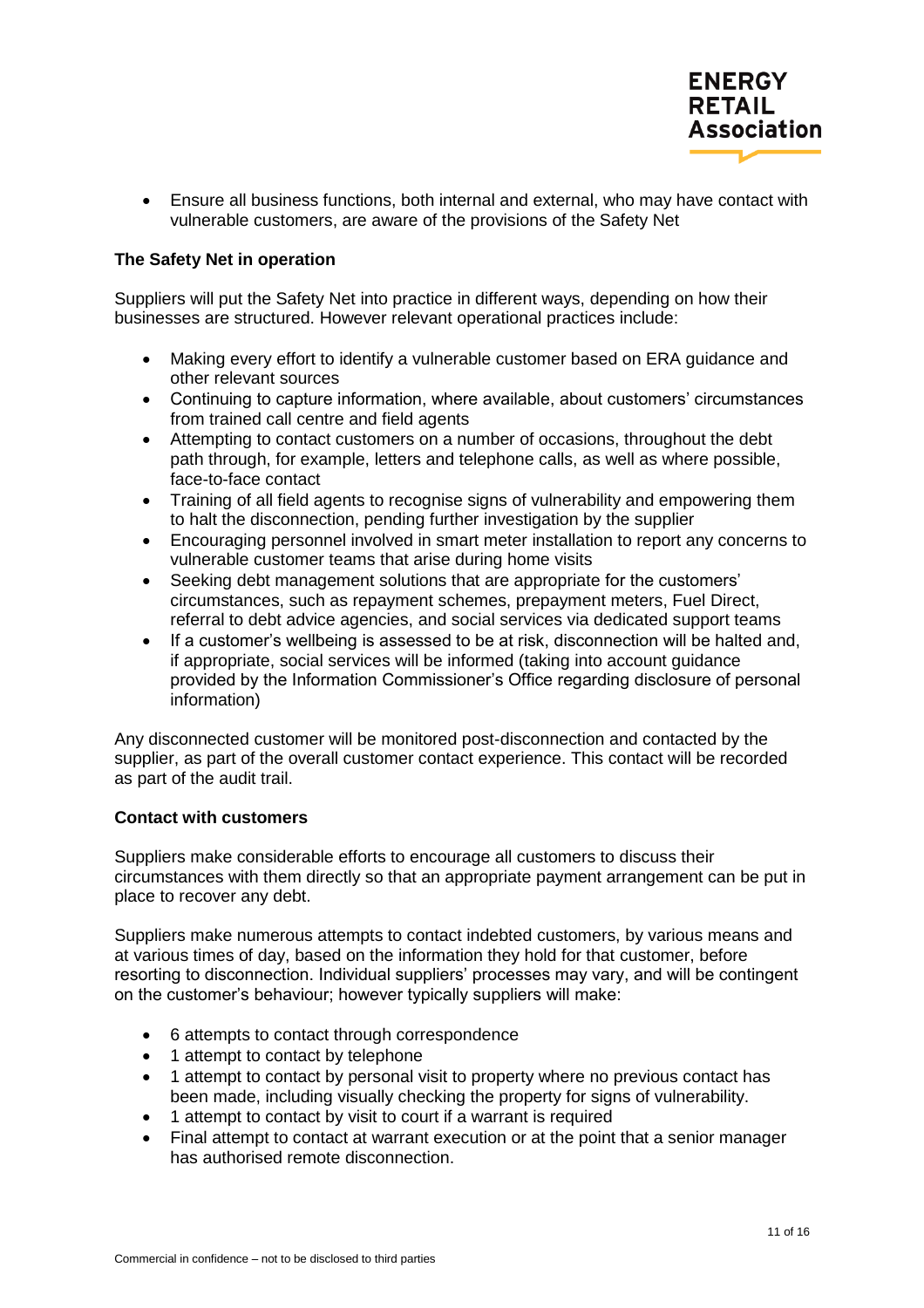- Ensure all business functions, both internal and external, who may have contact with vulnerable customers, are aware of the provisions of the Safety Net

**The Safety Net in operation**

Suppliers will put the Safety Net into practice in different ways, depending on how their businesses are structured. However relevant operational practices include:

- Making every effort to identify a vulnerable customer based on ERA guidance and other relevant sources
- Continuing to capture information, where available, about customers' circumstances from trained call centre and field agents
- Attempting to contact customers on a number of occasions, throughout the debt path through, for example, letters and telephone calls, as well as where possible, face-to-face contact
- Training of all field agents to recognise signs of vulnerability and empowering them to halt the disconnection, pending further investigation by the supplier
- Encouraging personnel involved in smart meter installation to report any concerns to vulnerable customer teams that arise during home visits
- Seeking debt management solutions that are appropriate for the customers' circumstances, such as repayment schemes, prepayment meters, Fuel Direct, referral to debt advice agencies, and social services via dedicated support teams
- If a customer's wellbeing is assessed to be at risk, disconnection will be halted and, if appropriate, social services will be informed (taking into account guidance provided by the Information Commissioner's Office regarding disclosure of personal information)

Any disconnected customer will be monitored post-disconnection and contacted by the supplier, as part of the overall customer contact experience. This contact will be recorded as part of the audit trail.

**Contact with customers**

Suppliers make considerable efforts to encourage all customers to discuss their circumstances with them directly so that an appropriate payment arrangement can be put in place to recover any debt.

Suppliers make numerous attempts to contact indebted customers, by various means and at various times of day, based on the information they hold for that customer, before resorting to disconnection. Individual suppliers' processes may vary, and will be contingent on the customer's behaviour; however typically suppliers will make:

- 6 attempts to contact through correspondence
- 1 attempt to contact by telephone
- 1 attempt to contact by personal visit to property where no previous contact has been made, including visually checking the property for signs of vulnerability.
- 1 attempt to contact by visit to court if a warrant is required
- Final attempt to contact at warrant execution or at the point that a senior manager has authorised remote disconnection.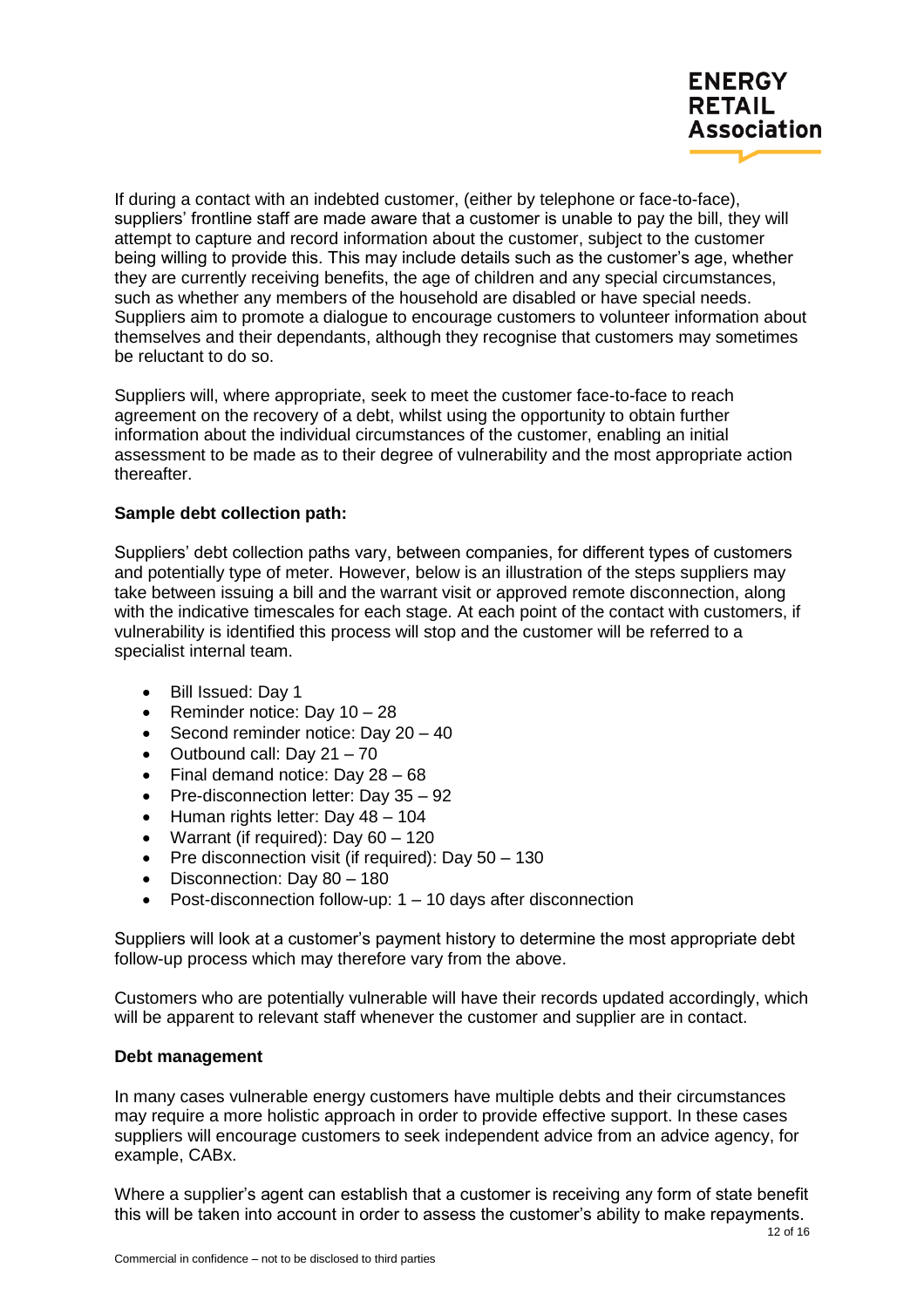If during a contact with an indebted customer, (either by telephone or face-to-face), suppliers' frontline staff are made aware that a customer is unable to pay the bill, they will attempt to capture and record information about the customer, subject to the customer being willing to provide this. This may include details such as the customer's age, whether they are currently receiving benefits, the age of children and any special circumstances, such as whether any members of the household are disabled or have special needs. Suppliers aim to promote a dialogue to encourage customers to volunteer information about themselves and their dependants, although they recognise that customers may sometimes be reluctant to do so.

Suppliers will, where appropriate, seek to meet the customer face-to-face to reach agreement on the recovery of a debt, whilst using the opportunity to obtain further information about the individual circumstances of the customer, enabling an initial assessment to be made as to their degree of vulnerability and the most appropriate action thereafter.

**Sample debt collection path:**

Suppliers' debt collection paths vary, between companies, for different types of customers and potentially type of meter. However, below is an illustration of the steps suppliers may take between issuing a bill and the warrant visit or approved remote disconnection, along with the indicative timescales for each stage. At each point of the contact with customers, if vulnerability is identified this process will stop and the customer will be referred to a specialist internal team.

- Bill Issued: Day 1
- Reminder notice: Day 10 – 28
- Second reminder notice: Day 20 – 40
- Outbound call: Day 21 – 70
- Final demand notice: Day 28 – 68
- Pre-disconnection letter: Day 35 – 92
- Human rights letter: Day 48 – 104
- Warrant (if required): Day 60 – 120
- Pre disconnection visit (if required): Day 50 – 130
- Disconnection: Day 80 – 180
- Post-disconnection follow-up: 1 – 10 days after disconnection

Suppliers will look at a customer's payment history to determine the most appropriate debt follow-up process which may therefore vary from the above.

Customers who are potentially vulnerable will have their records updated accordingly, which will be apparent to relevant staff whenever the customer and supplier are in contact.

**Debt management**

In many cases vulnerable energy customers have multiple debts and their circumstances may require a more holistic approach in order to provide effective support. In these cases suppliers will encourage customers to seek independent advice from an advice agency, for example, CABx.

Where a supplier's agent can establish that a customer is receiving any form of state benefit this will be taken into account in order to assess the customer's ability to make repayments.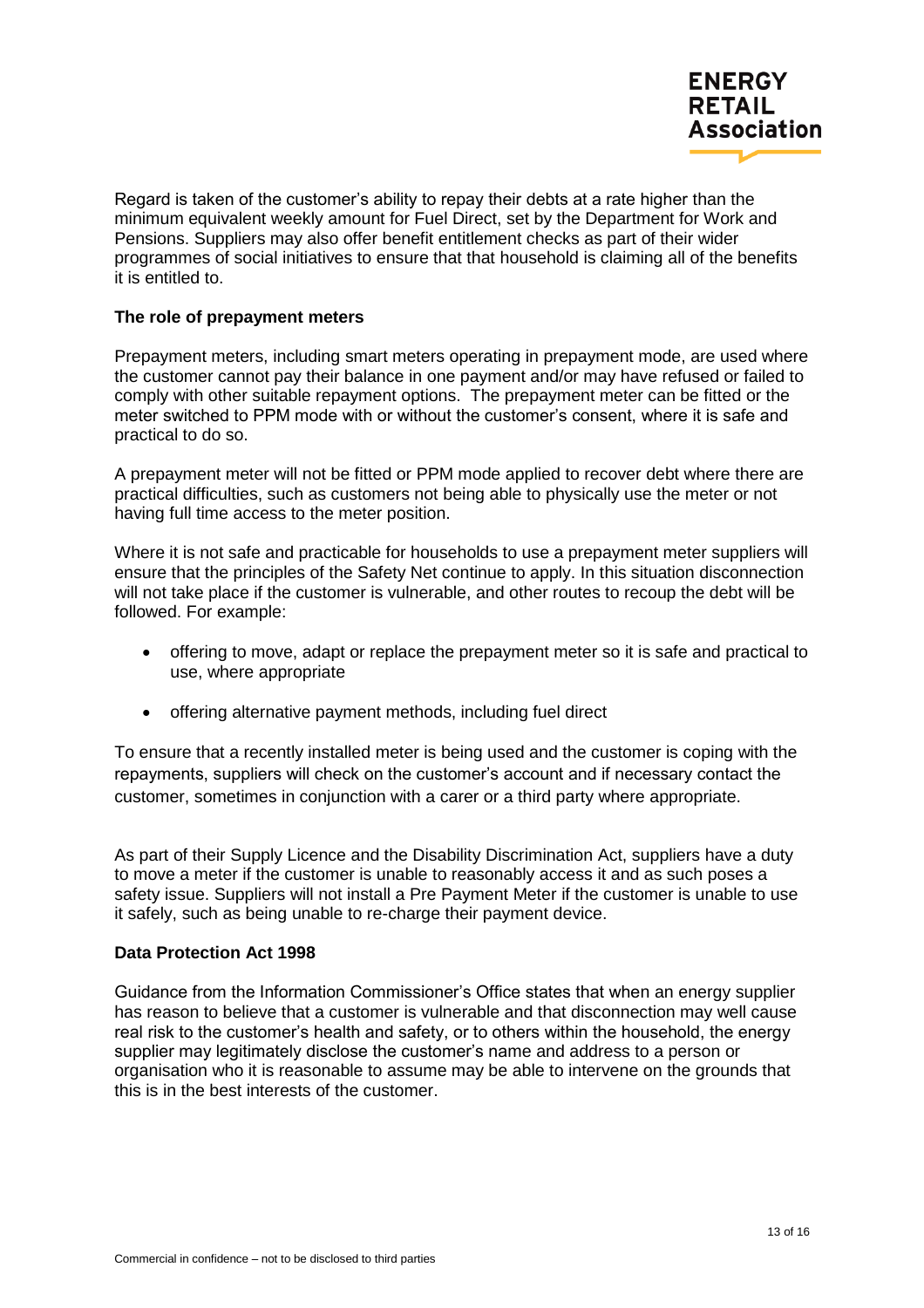Regard is taken of the customer's ability to repay their debts at a rate higher than the minimum equivalent weekly amount for Fuel Direct, set by the Department for Work and Pensions. Suppliers may also offer benefit entitlement checks as part of their wider programmes of social initiatives to ensure that that household is claiming all of the benefits it is entitled to.

**The role of prepayment meters**

Prepayment meters, including smart meters operating in prepayment mode, are used where the customer cannot pay their balance in one payment and/or may have refused or failed to comply with other suitable repayment options. The prepayment meter can be fitted or the meter switched to PPM mode with or without the customer's consent, where it is safe and practical to do so.

A prepayment meter will not be fitted or PPM mode applied to recover debt where there are practical difficulties, such as customers not being able to physically use the meter or not having full time access to the meter position.

Where it is not safe and practicable for households to use a prepayment meter suppliers will ensure that the principles of the Safety Net continue to apply. In this situation disconnection will not take place if the customer is vulnerable, and other routes to recoup the debt will be followed. For example:

- offering to move, adapt or replace the prepayment meter so it is safe and practical to use, where appropriate
- offering alternative payment methods, including fuel direct

To ensure that a recently installed meter is being used and the customer is coping with the repayments, suppliers will check on the customer's account and if necessary contact the customer, sometimes in conjunction with a carer or a third party where appropriate.

As part of their Supply Licence and the Disability Discrimination Act, suppliers have a duty to move a meter if the customer is unable to reasonably access it and as such poses a safety issue. Suppliers will not install a Pre Payment Meter if the customer is unable to use it safely, such as being unable to re-charge their payment device.

**Data Protection Act 1998**

Guidance from the Information Commissioner's Office states that when an energy supplier has reason to believe that a customer is vulnerable and that disconnection may well cause real risk to the customer's health and safety, or to others within the household, the energy supplier may legitimately disclose the customer's name and address to a person or organisation who it is reasonable to assume may be able to intervene on the grounds that this is in the best interests of the customer.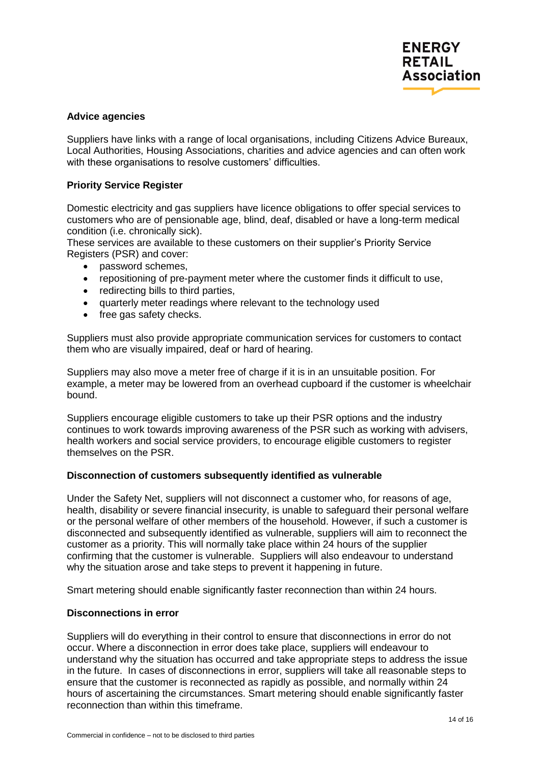**Advice agencies**

Suppliers have links with a range of local organisations, including Citizens Advice Bureaux, Local Authorities, Housing Associations, charities and advice agencies and can often work with these organisations to resolve customers' difficulties.

**Priority Service Register**

Domestic electricity and gas suppliers have licence obligations to offer special services to customers who are of pensionable age, blind, deaf, disabled or have a long-term medical condition (i.e. chronically sick).
These services are available to these customers on their supplier's Priority Service Registers (PSR) and cover:

- password schemes,
- repositioning of pre-payment meter where the customer finds it difficult to use,
- redirecting bills to third parties,
- quarterly meter readings where relevant to the technology used
- free gas safety checks.

Suppliers must also provide appropriate communication services for customers to contact them who are visually impaired, deaf or hard of hearing.

Suppliers may also move a meter free of charge if it is in an unsuitable position. For example, a meter may be lowered from an overhead cupboard if the customer is wheelchair bound.

Suppliers encourage eligible customers to take up their PSR options and the industry continues to work towards improving awareness of the PSR such as working with advisers, health workers and social service providers, to encourage eligible customers to register themselves on the PSR.

**Disconnection of customers subsequently identified as vulnerable**

Under the Safety Net, suppliers will not disconnect a customer who, for reasons of age, health, disability or severe financial insecurity, is unable to safeguard their personal welfare or the personal welfare of other members of the household. However, if such a customer is disconnected and subsequently identified as vulnerable, suppliers will aim to reconnect the customer as a priority. This will normally take place within 24 hours of the supplier confirming that the customer is vulnerable. Suppliers will also endeavour to understand why the situation arose and take steps to prevent it happening in future.

Smart metering should enable significantly faster reconnection than within 24 hours.

**Disconnections in error**

Suppliers will do everything in their control to ensure that disconnections in error do not occur. Where a disconnection in error does take place, suppliers will endeavour to understand why the situation has occurred and take appropriate steps to address the issue in the future. In cases of disconnections in error, suppliers will take all reasonable steps to ensure that the customer is reconnected as rapidly as possible, and normally within 24 hours of ascertaining the circumstances. Smart metering should enable significantly faster reconnection than within this timeframe.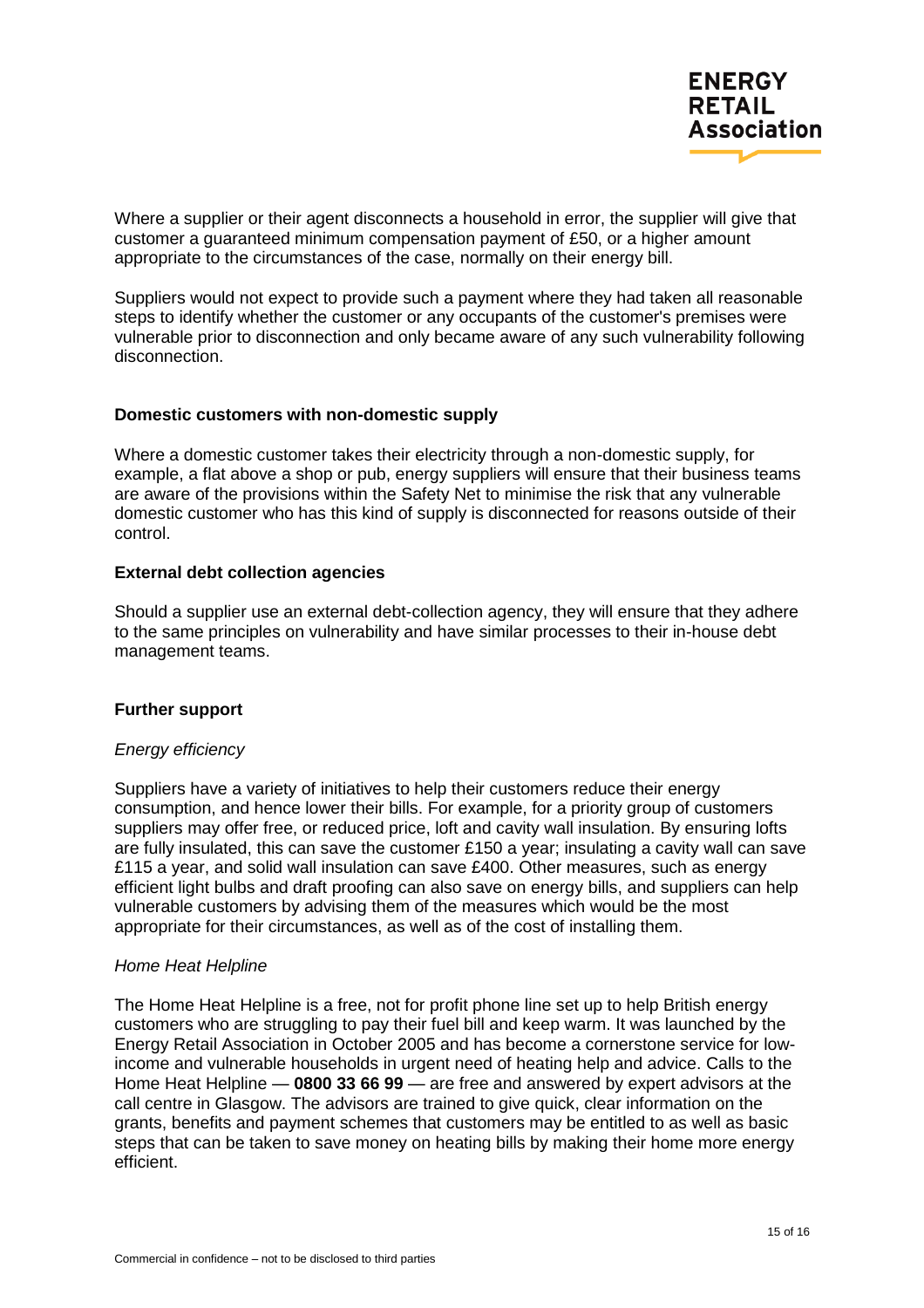Where a supplier or their agent disconnects a household in error, the supplier will give that customer a guaranteed minimum compensation payment of £50, or a higher amount appropriate to the circumstances of the case, normally on their energy bill.

Suppliers would not expect to provide such a payment where they had taken all reasonable steps to identify whether the customer or any occupants of the customer's premises were vulnerable prior to disconnection and only became aware of any such vulnerability following disconnection.

**Domestic customers with non-domestic supply**

Where a domestic customer takes their electricity through a non-domestic supply, for example, a flat above a shop or pub, energy suppliers will ensure that their business teams are aware of the provisions within the Safety Net to minimise the risk that any vulnerable domestic customer who has this kind of supply is disconnected for reasons outside of their control.

**External debt collection agencies**

Should a supplier use an external debt-collection agency, they will ensure that they adhere to the same principles on vulnerability and have similar processes to their in-house debt management teams.

**Further support**

*Energy efficiency*

Suppliers have a variety of initiatives to help their customers reduce their energy consumption, and hence lower their bills. For example, for a priority group of customers suppliers may offer free, or reduced price, loft and cavity wall insulation. By ensuring lofts are fully insulated, this can save the customer £150 a year; insulating a cavity wall can save £115 a year, and solid wall insulation can save £400. Other measures, such as energy efficient light bulbs and draft proofing can also save on energy bills, and suppliers can help vulnerable customers by advising them of the measures which would be the most appropriate for their circumstances, as well as of the cost of installing them.

*Home Heat Helpline*

The Home Heat Helpline is a free, not for profit phone line set up to help British energy customers who are struggling to pay their fuel bill and keep warm. It was launched by the Energy Retail Association in October 2005 and has become a cornerstone service for low-income and vulnerable households in urgent need of heating help and advice. Calls to the Home Heat Helpline — **0800 33 66 99** — are free and answered by expert advisors at the call centre in Glasgow. The advisors are trained to give quick, clear information on the grants, benefits and payment schemes that customers may be entitled to as well as basic steps that can be taken to save money on heating bills by making their home more energy efficient.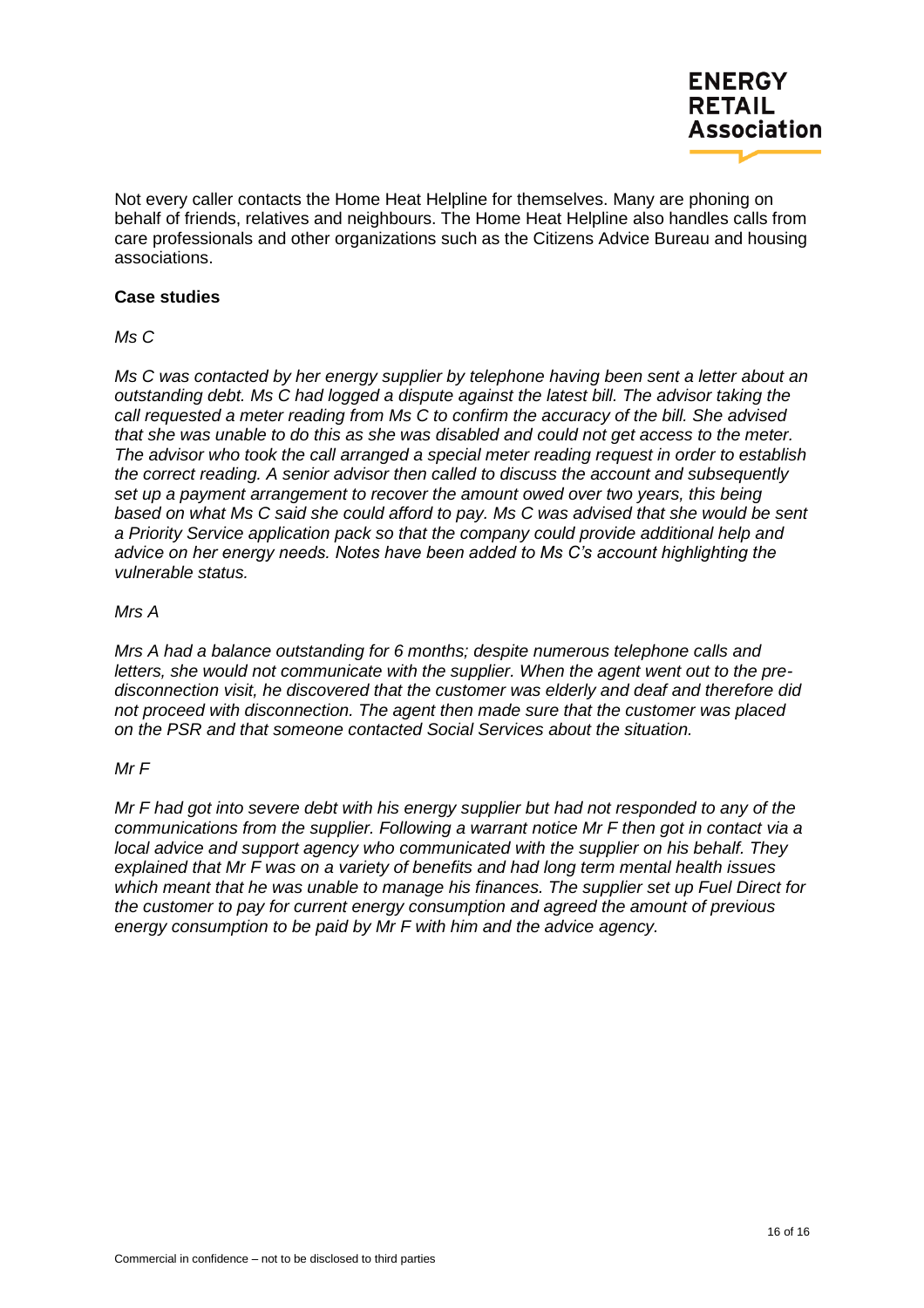Not every caller contacts the Home Heat Helpline for themselves. Many are phoning on behalf of friends, relatives and neighbours. The Home Heat Helpline also handles calls from care professionals and other organizations such as the Citizens Advice Bureau and housing associations.

**Case studies**

*Ms C*

*Ms C was contacted by her energy supplier by telephone having been sent a letter about an outstanding debt. Ms C had logged a dispute against the latest bill. The advisor taking the call requested a meter reading from Ms C to confirm the accuracy of the bill. She advised that she was unable to do this as she was disabled and could not get access to the meter. The advisor who took the call arranged a special meter reading request in order to establish the correct reading. A senior advisor then called to discuss the account and subsequently set up a payment arrangement to recover the amount owed over two years, this being based on what Ms C said she could afford to pay. Ms C was advised that she would be sent a Priority Service application pack so that the company could provide additional help and advice on her energy needs. Notes have been added to Ms C's account highlighting the vulnerable status.*

*Mrs A*

*Mrs A had a balance outstanding for 6 months; despite numerous telephone calls and letters, she would not communicate with the supplier. When the agent went out to the pre-disconnection visit, he discovered that the customer was elderly and deaf and therefore did not proceed with disconnection. The agent then made sure that the customer was placed on the PSR and that someone contacted Social Services about the situation.*

*Mr F*

*Mr F had got into severe debt with his energy supplier but had not responded to any of the communications from the supplier. Following a warrant notice Mr F then got in contact via a local advice and support agency who communicated with the supplier on his behalf. They explained that Mr F was on a variety of benefits and had long term mental health issues which meant that he was unable to manage his finances. The supplier set up Fuel Direct for the customer to pay for current energy consumption and agreed the amount of previous energy consumption to be paid by Mr F with him and the advice agency.*